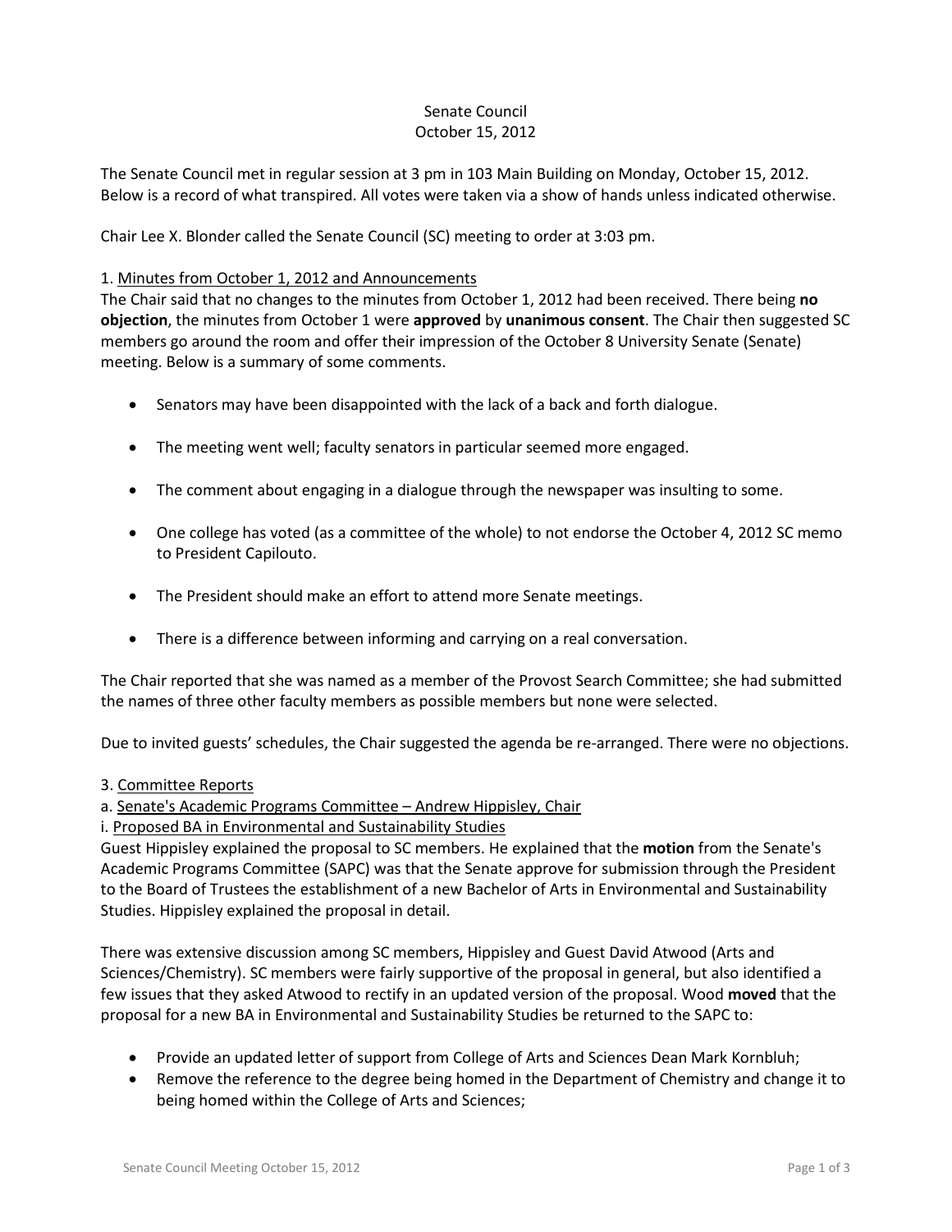Senate Council
October 15, 2012

The Senate Council met in regular session at 3 pm in 103 Main Building on Monday, October 15, 2012. Below is a record of what transpired. All votes were taken via a show of hands unless indicated otherwise.

Chair Lee X. Blonder called the Senate Council (SC) meeting to order at 3:03 pm.

1. Minutes from October 1, 2012 and Announcements

The Chair said that no changes to the minutes from October 1, 2012 had been received. There being **no objection**, the minutes from October 1 were **approved** by **unanimous consent**. The Chair then suggested SC members go around the room and offer their impression of the October 8 University Senate (Senate) meeting. Below is a summary of some comments.

- Senators may have been disappointed with the lack of a back and forth dialogue.
- The meeting went well; faculty senators in particular seemed more engaged.
- The comment about engaging in a dialogue through the newspaper was insulting to some.
- One college has voted (as a committee of the whole) to not endorse the October 4, 2012 SC memo to President Capilouto.
- The President should make an effort to attend more Senate meetings.
- There is a difference between informing and carrying on a real conversation.

The Chair reported that she was named as a member of the Provost Search Committee; she had submitted the names of three other faculty members as possible members but none were selected.

Due to invited guests' schedules, the Chair suggested the agenda be re-arranged. There were no objections.

3. Committee Reports

a. Senate's Academic Programs Committee – Andrew Hippisley, Chair

i. Proposed BA in Environmental and Sustainability Studies

Guest Hippisley explained the proposal to SC members. He explained that the **motion** from the Senate's Academic Programs Committee (SAPC) was that the Senate approve for submission through the President to the Board of Trustees the establishment of a new Bachelor of Arts in Environmental and Sustainability Studies. Hippisley explained the proposal in detail.

There was extensive discussion among SC members, Hippisley and Guest David Atwood (Arts and Sciences/Chemistry). SC members were fairly supportive of the proposal in general, but also identified a few issues that they asked Atwood to rectify in an updated version of the proposal. Wood **moved** that the proposal for a new BA in Environmental and Sustainability Studies be returned to the SAPC to:

- Provide an updated letter of support from College of Arts and Sciences Dean Mark Kornbluh;
- Remove the reference to the degree being homed in the Department of Chemistry and change it to being homed within the College of Arts and Sciences;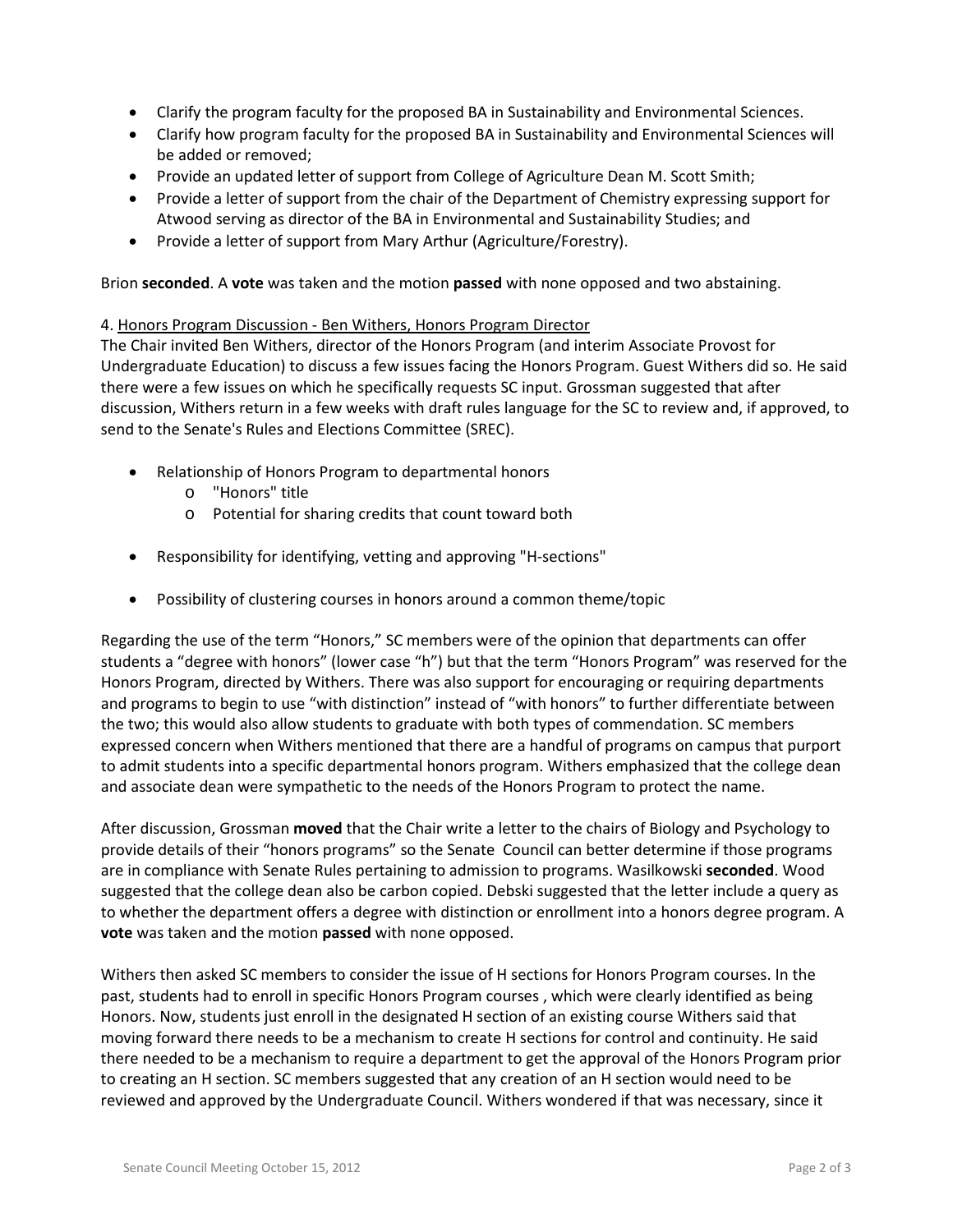- Clarify the program faculty for the proposed BA in Sustainability and Environmental Sciences.
- Clarify how program faculty for the proposed BA in Sustainability and Environmental Sciences will be added or removed;
- Provide an updated letter of support from College of Agriculture Dean M. Scott Smith;
- Provide a letter of support from the chair of the Department of Chemistry expressing support for Atwood serving as director of the BA in Environmental and Sustainability Studies; and
- Provide a letter of support from Mary Arthur (Agriculture/Forestry).

Brion **seconded**. A **vote** was taken and the motion **passed** with none opposed and two abstaining.

4. Honors Program Discussion - Ben Withers, Honors Program Director

The Chair invited Ben Withers, director of the Honors Program (and interim Associate Provost for Undergraduate Education) to discuss a few issues facing the Honors Program. Guest Withers did so. He said there were a few issues on which he specifically requests SC input. Grossman suggested that after discussion, Withers return in a few weeks with draft rules language for the SC to review and, if approved, to send to the Senate's Rules and Elections Committee (SREC).

- Relationship of Honors Program to departmental honors
  - "Honors" title
  - Potential for sharing credits that count toward both
- Responsibility for identifying, vetting and approving "H-sections"
- Possibility of clustering courses in honors around a common theme/topic

Regarding the use of the term "Honors," SC members were of the opinion that departments can offer students a "degree with honors" (lower case "h") but that the term "Honors Program" was reserved for the Honors Program, directed by Withers. There was also support for encouraging or requiring departments and programs to begin to use "with distinction" instead of "with honors" to further differentiate between the two; this would also allow students to graduate with both types of commendation. SC members expressed concern when Withers mentioned that there are a handful of programs on campus that purport to admit students into a specific departmental honors program. Withers emphasized that the college dean and associate dean were sympathetic to the needs of the Honors Program to protect the name.

After discussion, Grossman **moved** that the Chair write a letter to the chairs of Biology and Psychology to provide details of their "honors programs" so the Senate Council can better determine if those programs are in compliance with Senate Rules pertaining to admission to programs. Wasilkowski **seconded**. Wood suggested that the college dean also be carbon copied. Debski suggested that the letter include a query as to whether the department offers a degree with distinction or enrollment into a honors degree program. A **vote** was taken and the motion **passed** with none opposed.

Withers then asked SC members to consider the issue of H sections for Honors Program courses. In the past, students had to enroll in specific Honors Program courses , which were clearly identified as being Honors. Now, students just enroll in the designated H section of an existing course Withers said that moving forward there needs to be a mechanism to create H sections for control and continuity. He said there needed to be a mechanism to require a department to get the approval of the Honors Program prior to creating an H section. SC members suggested that any creation of an H section would need to be reviewed and approved by the Undergraduate Council. Withers wondered if that was necessary, since it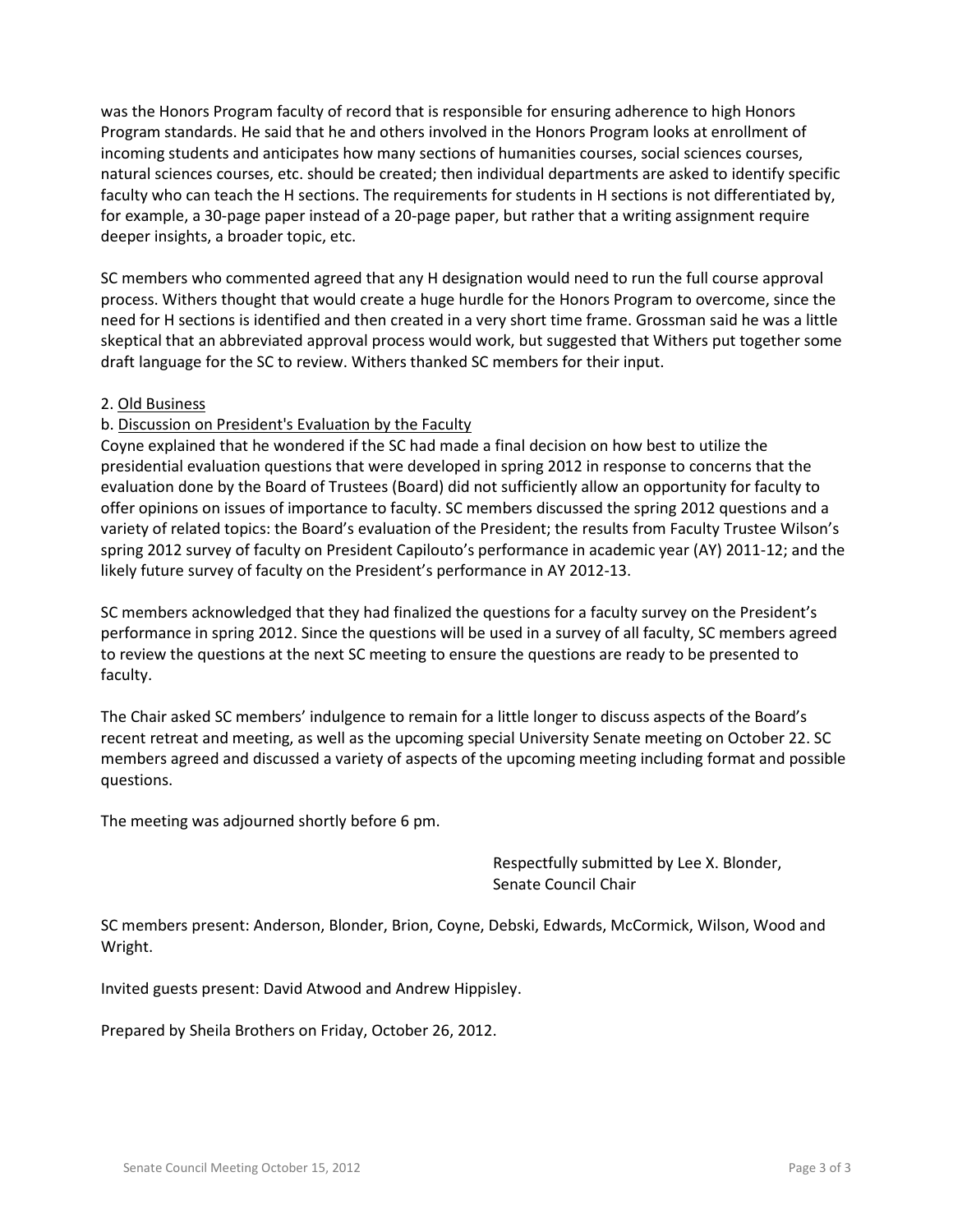was the Honors Program faculty of record that is responsible for ensuring adherence to high Honors Program standards. He said that he and others involved in the Honors Program looks at enrollment of incoming students and anticipates how many sections of humanities courses, social sciences courses, natural sciences courses, etc. should be created; then individual departments are asked to identify specific faculty who can teach the H sections. The requirements for students in H sections is not differentiated by, for example, a 30-page paper instead of a 20-page paper, but rather that a writing assignment require deeper insights, a broader topic, etc.

SC members who commented agreed that any H designation would need to run the full course approval process. Withers thought that would create a huge hurdle for the Honors Program to overcome, since the need for H sections is identified and then created in a very short time frame. Grossman said he was a little skeptical that an abbreviated approval process would work, but suggested that Withers put together some draft language for the SC to review. Withers thanked SC members for their input.

2. <u>Old Business</u>

b. <u>Discussion on President's Evaluation by the Faculty</u>

Coyne explained that he wondered if the SC had made a final decision on how best to utilize the presidential evaluation questions that were developed in spring 2012 in response to concerns that the evaluation done by the Board of Trustees (Board) did not sufficiently allow an opportunity for faculty to offer opinions on issues of importance to faculty. SC members discussed the spring 2012 questions and a variety of related topics: the Board's evaluation of the President; the results from Faculty Trustee Wilson's spring 2012 survey of faculty on President Capilouto's performance in academic year (AY) 2011-12; and the likely future survey of faculty on the President's performance in AY 2012-13.

SC members acknowledged that they had finalized the questions for a faculty survey on the President's performance in spring 2012. Since the questions will be used in a survey of all faculty, SC members agreed to review the questions at the next SC meeting to ensure the questions are ready to be presented to faculty.

The Chair asked SC members' indulgence to remain for a little longer to discuss aspects of the Board's recent retreat and meeting, as well as the upcoming special University Senate meeting on October 22. SC members agreed and discussed a variety of aspects of the upcoming meeting including format and possible questions.

The meeting was adjourned shortly before 6 pm.

Respectfully submitted by Lee X. Blonder,
Senate Council Chair

SC members present: Anderson, Blonder, Brion, Coyne, Debski, Edwards, McCormick, Wilson, Wood and Wright.

Invited guests present: David Atwood and Andrew Hippisley.

Prepared by Sheila Brothers on Friday, October 26, 2012.